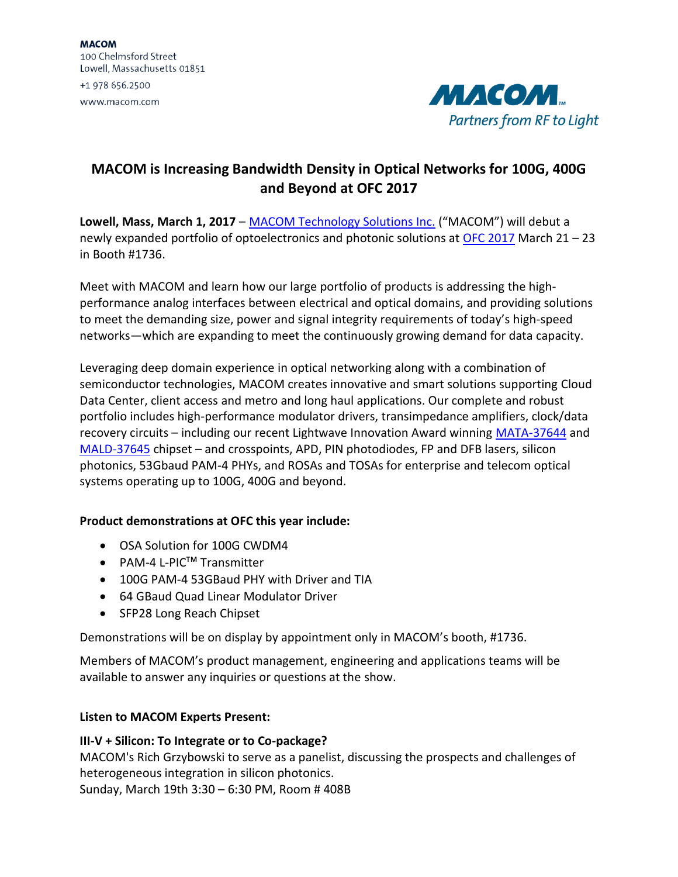MACOM
100 Chelmsford Street
Lowell, Massachusetts 01851
+1 978 656.2500
www.macom.com

MACOM Partners from RF to Light

# MACOM is Increasing Bandwidth Density in Optical Networks for 100G, 400G and Beyond at OFC 2017

**Lowell, Mass, March 1, 2017** – MACOM Technology Solutions Inc. ("MACOM") will debut a newly expanded portfolio of optoelectronics and photonic solutions at OFC 2017 March 21 – 23 in Booth #1736.

Meet with MACOM and learn how our large portfolio of products is addressing the high-performance analog interfaces between electrical and optical domains, and providing solutions to meet the demanding size, power and signal integrity requirements of today's high-speed networks—which are expanding to meet the continuously growing demand for data capacity.

Leveraging deep domain experience in optical networking along with a combination of semiconductor technologies, MACOM creates innovative and smart solutions supporting Cloud Data Center, client access and metro and long haul applications. Our complete and robust portfolio includes high-performance modulator drivers, transimpedance amplifiers, clock/data recovery circuits – including our recent Lightwave Innovation Award winning MATA-37644 and MALD-37645 chipset – and crosspoints, APD, PIN photodiodes, FP and DFB lasers, silicon photonics, 53Gbaud PAM-4 PHYs, and ROSAs and TOSAs for enterprise and telecom optical systems operating up to 100G, 400G and beyond.

**Product demonstrations at OFC this year include:**

- OSA Solution for 100G CWDM4
- PAM-4 L-PIC™ Transmitter
- 100G PAM-4 53GBaud PHY with Driver and TIA
- 64 GBaud Quad Linear Modulator Driver
- SFP28 Long Reach Chipset

Demonstrations will be on display by appointment only in MACOM's booth, #1736.

Members of MACOM's product management, engineering and applications teams will be available to answer any inquiries or questions at the show.

**Listen to MACOM Experts Present:**

**III-V + Silicon: To Integrate or to Co-package?**
MACOM's Rich Grzybowski to serve as a panelist, discussing the prospects and challenges of heterogeneous integration in silicon photonics.
Sunday, March 19th 3:30 – 6:30 PM, Room # 408B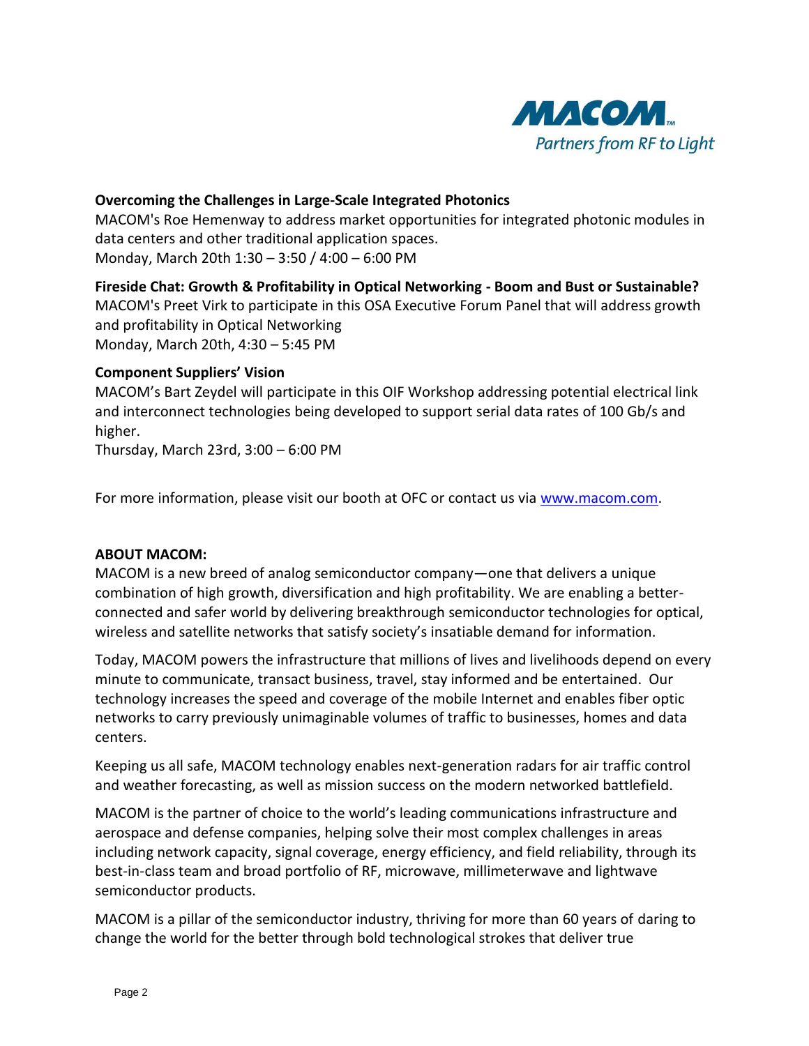**Overcoming the Challenges in Large-Scale Integrated Photonics**
MACOM's Roe Hemenway to address market opportunities for integrated photonic modules in data centers and other traditional application spaces.
Monday, March 20th 1:30 – 3:50 / 4:00 – 6:00 PM

**Fireside Chat: Growth & Profitability in Optical Networking - Boom and Bust or Sustainable?**
MACOM's Preet Virk to participate in this OSA Executive Forum Panel that will address growth and profitability in Optical Networking
Monday, March 20th, 4:30 – 5:45 PM

**Component Suppliers' Vision**
MACOM's Bart Zeydel will participate in this OIF Workshop addressing potential electrical link and interconnect technologies being developed to support serial data rates of 100 Gb/s and higher.
Thursday, March 23rd, 3:00 – 6:00 PM

For more information, please visit our booth at OFC or contact us via [www.macom.com](www.macom.com).

**ABOUT MACOM:**

MACOM is a new breed of analog semiconductor company—one that delivers a unique combination of high growth, diversification and high profitability. We are enabling a better-connected and safer world by delivering breakthrough semiconductor technologies for optical, wireless and satellite networks that satisfy society's insatiable demand for information.

Today, MACOM powers the infrastructure that millions of lives and livelihoods depend on every minute to communicate, transact business, travel, stay informed and be entertained. Our technology increases the speed and coverage of the mobile Internet and enables fiber optic networks to carry previously unimaginable volumes of traffic to businesses, homes and data centers.

Keeping us all safe, MACOM technology enables next-generation radars for air traffic control and weather forecasting, as well as mission success on the modern networked battlefield.

MACOM is the partner of choice to the world's leading communications infrastructure and aerospace and defense companies, helping solve their most complex challenges in areas including network capacity, signal coverage, energy efficiency, and field reliability, through its best-in-class team and broad portfolio of RF, microwave, millimeterwave and lightwave semiconductor products.

MACOM is a pillar of the semiconductor industry, thriving for more than 60 years of daring to change the world for the better through bold technological strokes that deliver true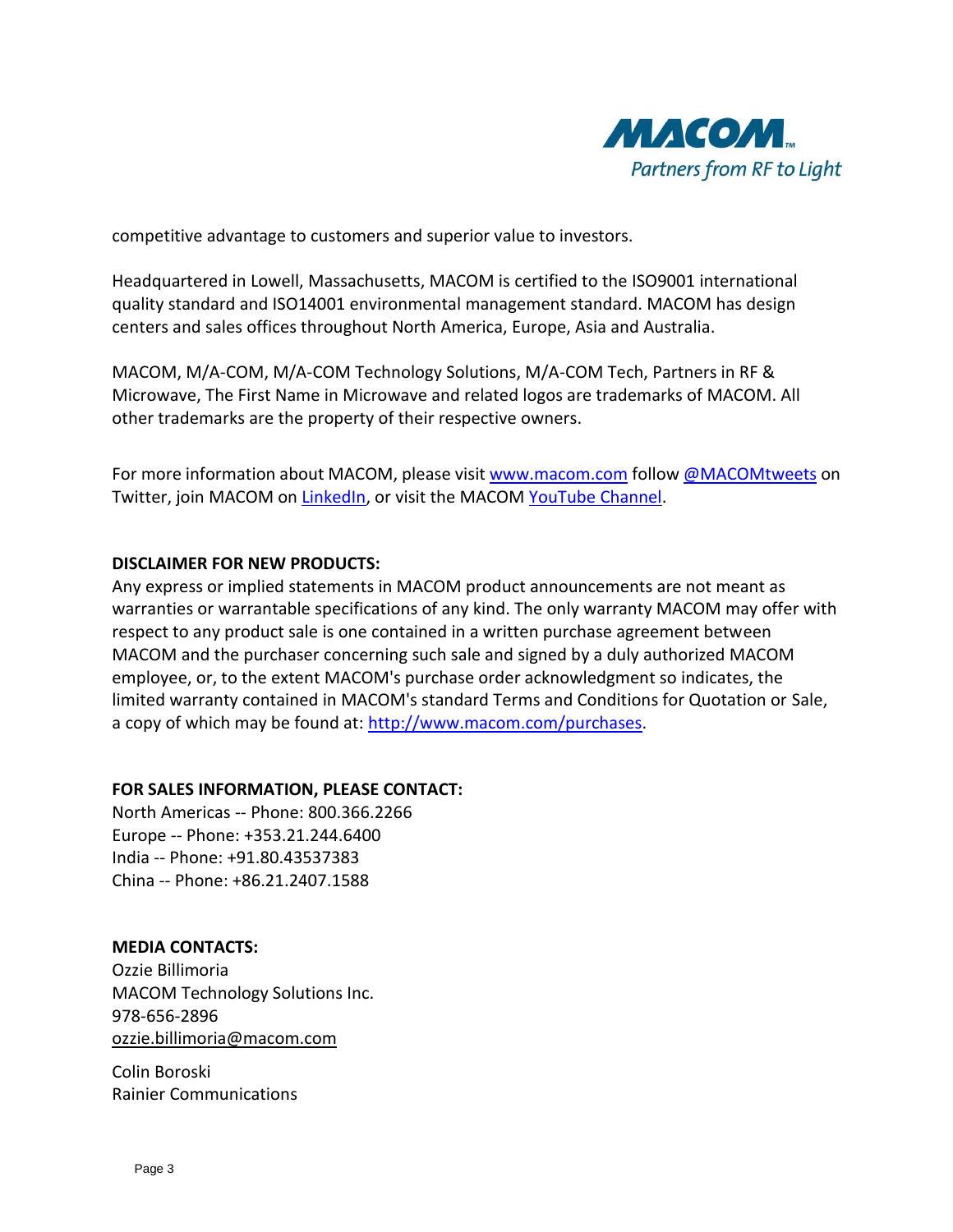competitive advantage to customers and superior value to investors.

Headquartered in Lowell, Massachusetts, MACOM is certified to the ISO9001 international quality standard and ISO14001 environmental management standard. MACOM has design centers and sales offices throughout North America, Europe, Asia and Australia.

MACOM, M/A-COM, M/A-COM Technology Solutions, M/A-COM Tech, Partners in RF & Microwave, The First Name in Microwave and related logos are trademarks of MACOM. All other trademarks are the property of their respective owners.

For more information about MACOM, please visit www.macom.com follow @MACOMtweets on Twitter, join MACOM on LinkedIn, or visit the MACOM YouTube Channel.

**DISCLAIMER FOR NEW PRODUCTS:**
Any express or implied statements in MACOM product announcements are not meant as warranties or warrantable specifications of any kind. The only warranty MACOM may offer with respect to any product sale is one contained in a written purchase agreement between MACOM and the purchaser concerning such sale and signed by a duly authorized MACOM employee, or, to the extent MACOM's purchase order acknowledgment so indicates, the limited warranty contained in MACOM's standard Terms and Conditions for Quotation or Sale, a copy of which may be found at: http://www.macom.com/purchases.

**FOR SALES INFORMATION, PLEASE CONTACT:**
North Americas -- Phone: 800.366.2266
Europe -- Phone: +353.21.244.6400
India -- Phone: +91.80.43537383
China -- Phone: +86.21.2407.1588

**MEDIA CONTACTS:**
Ozzie Billimoria
MACOM Technology Solutions Inc.
978-656-2896
ozzie.billimoria@macom.com

Colin Boroski
Rainier Communications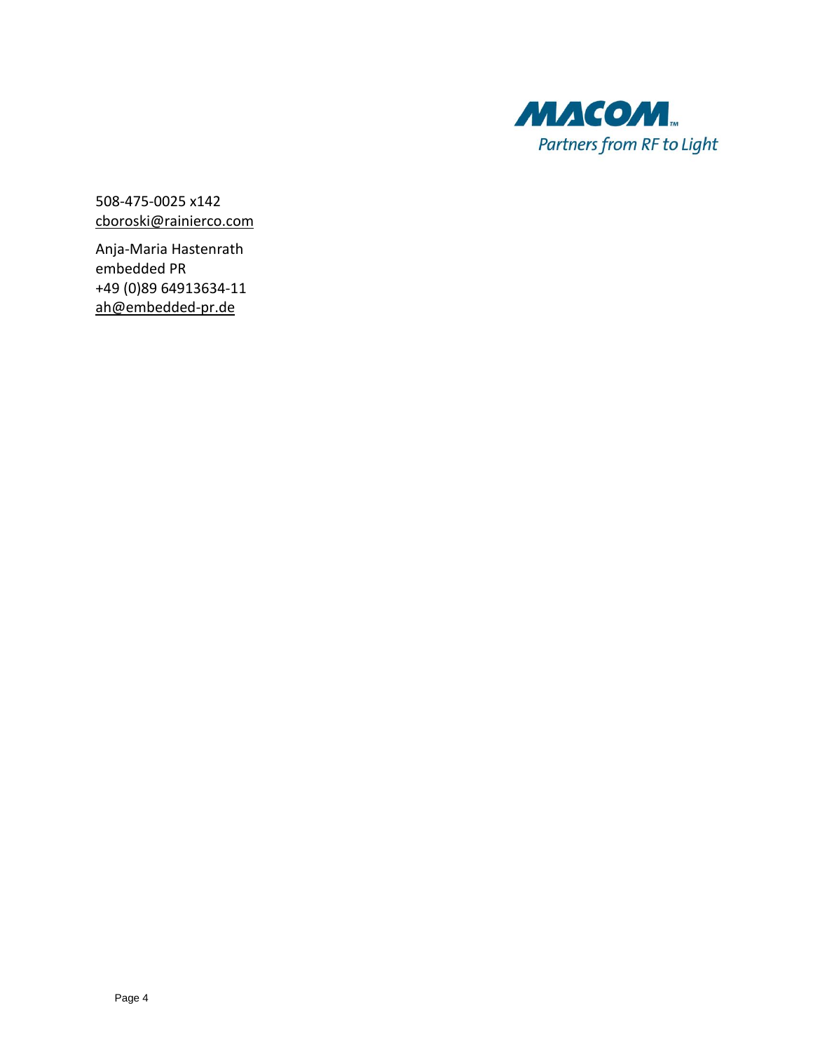508-475-0025 x142
cboroski@rainierco.com

Anja-Maria Hastenrath
embedded PR
+49 (0)89 64913634-11
ah@embedded-pr.de